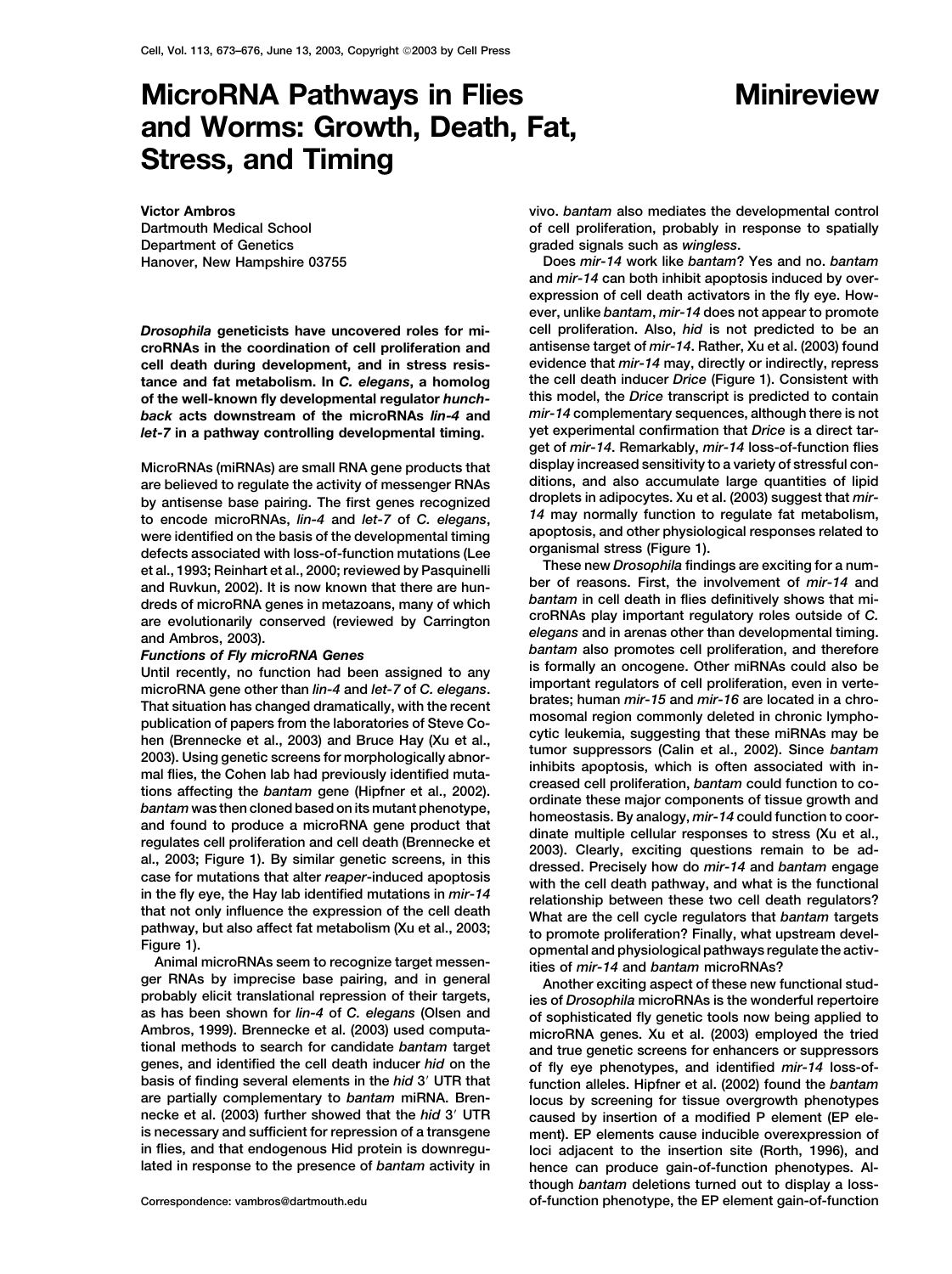# MicroRNA Pathways in Flies and Worms: Growth, Death, Fat, Stress, and Timing

**Minireview**

**Victor Ambros**
Dartmouth Medical School
Department of Genetics
Hanover, New Hampshire 03755

***Drosophila*** **geneticists have uncovered roles for microRNAs in the coordination of cell proliferation and cell death during development, and in stress resistance and fat metabolism. In** ***C. elegans*****, a homolog of the well-known fly developmental regulator** ***hunchback*** **acts downstream of the microRNAs** ***lin-4*** **and** ***let-7*** **in a pathway controlling developmental timing.**

MicroRNAs (miRNAs) are small RNA gene products that are believed to regulate the activity of messenger RNAs by antisense base pairing. The first genes recognized to encode microRNAs, *lin-4* and *let-7* of *C. elegans*, were identified on the basis of the developmental timing defects associated with loss-of-function mutations (Lee et al., 1993; Reinhart et al., 2000; reviewed by Pasquinelli and Ruvkun, 2002). It is now known that there are hundreds of microRNA genes in metazoans, many of which are evolutionarily conserved (reviewed by Carrington and Ambros, 2003).

### Functions of Fly microRNA Genes

Until recently, no function had been assigned to any microRNA gene other than *lin-4* and *let-7* of *C. elegans*. That situation has changed dramatically, with the recent publication of papers from the laboratories of Steve Cohen (Brennecke et al., 2003) and Bruce Hay (Xu et al., 2003). Using genetic screens for morphologically abnormal flies, the Cohen lab had previously identified mutations affecting the *bantam* gene (Hipfner et al., 2002). *bantam* was then cloned based on its mutant phenotype, and found to produce a microRNA gene product that regulates cell proliferation and cell death (Brennecke et al., 2003; Figure 1). By similar genetic screens, in this case for mutations that alter *reaper*-induced apoptosis in the fly eye, the Hay lab identified mutations in *mir-14* that not only influence the expression of the cell death pathway, but also affect fat metabolism (Xu et al., 2003; Figure 1).

Animal microRNAs seem to recognize target messenger RNAs by imprecise base pairing, and in general probably elicit translational repression of their targets, as has been shown for *lin-4* of *C. elegans* (Olsen and Ambros, 1999). Brennecke et al. (2003) used computational methods to search for candidate *bantam* target genes, and identified the cell death inducer *hid* on the basis of finding several elements in the *hid* 3′ UTR that are partially complementary to *bantam* miRNA. Brennecke et al. (2003) further showed that the *hid* 3′ UTR is necessary and sufficient for repression of a transgene in flies, and that endogenous Hid protein is downregulated in response to the presence of *bantam* activity in vivo. *bantam* also mediates the developmental control of cell proliferation, probably in response to spatially graded signals such as *wingless*.

Does *mir-14* work like *bantam*? Yes and no. *bantam* and *mir-14* can both inhibit apoptosis induced by overexpression of cell death activators in the fly eye. However, unlike *bantam*, *mir-14* does not appear to promote cell proliferation. Also, *hid* is not predicted to be an antisense target of *mir-14*. Rather, Xu et al. (2003) found evidence that *mir-14* may, directly or indirectly, repress the cell death inducer *Drice* (Figure 1). Consistent with this model, the *Drice* transcript is predicted to contain *mir-14* complementary sequences, although there is not yet experimental confirmation that *Drice* is a direct target of *mir-14*. Remarkably, *mir-14* loss-of-function flies display increased sensitivity to a variety of stressful conditions, and also accumulate large quantities of lipid droplets in adipocytes. Xu et al. (2003) suggest that *mir-14* may normally function to regulate fat metabolism, apoptosis, and other physiological responses related to organismal stress (Figure 1).

These new *Drosophila* findings are exciting for a number of reasons. First, the involvement of *mir-14* and *bantam* in cell death in flies definitively shows that microRNAs play important regulatory roles outside of *C. elegans* and in arenas other than developmental timing. *bantam* also promotes cell proliferation, and therefore is formally an oncogene. Other miRNAs could also be important regulators of cell proliferation, even in vertebrates; human *mir-15* and *mir-16* are located in a chromosomal region commonly deleted in chronic lymphocytic leukemia, suggesting that these miRNAs may be tumor suppressors (Calin et al., 2002). Since *bantam* inhibits apoptosis, which is often associated with increased cell proliferation, *bantam* could function to coordinate these major components of tissue growth and homeostasis. By analogy, *mir-14* could function to coordinate multiple cellular responses to stress (Xu et al., 2003). Clearly, exciting questions remain to be addressed. Precisely how do *mir-14* and *bantam* engage with the cell death pathway, and what is the functional relationship between these two cell death regulators? What are the cell cycle regulators that *bantam* targets to promote proliferation? Finally, what upstream developmental and physiological pathways regulate the activities of *mir-14* and *bantam* microRNAs?

Another exciting aspect of these new functional studies of *Drosophila* microRNAs is the wonderful repertoire of sophisticated fly genetic tools now being applied to microRNA genes. Xu et al. (2003) employed the tried and true genetic screens for enhancers or suppressors of fly eye phenotypes, and identified *mir-14* loss-of-function alleles. Hipfner et al. (2002) found the *bantam* locus by screening for tissue overgrowth phenotypes caused by insertion of a modified P element (EP element). EP elements cause inducible overexpression of loci adjacent to the insertion site (Rorth, 1996), and hence can produce gain-of-function phenotypes. Although *bantam* deletions turned out to display a loss-of-function phenotype, the EP element gain-of-function

Correspondence: vambros@dartmouth.edu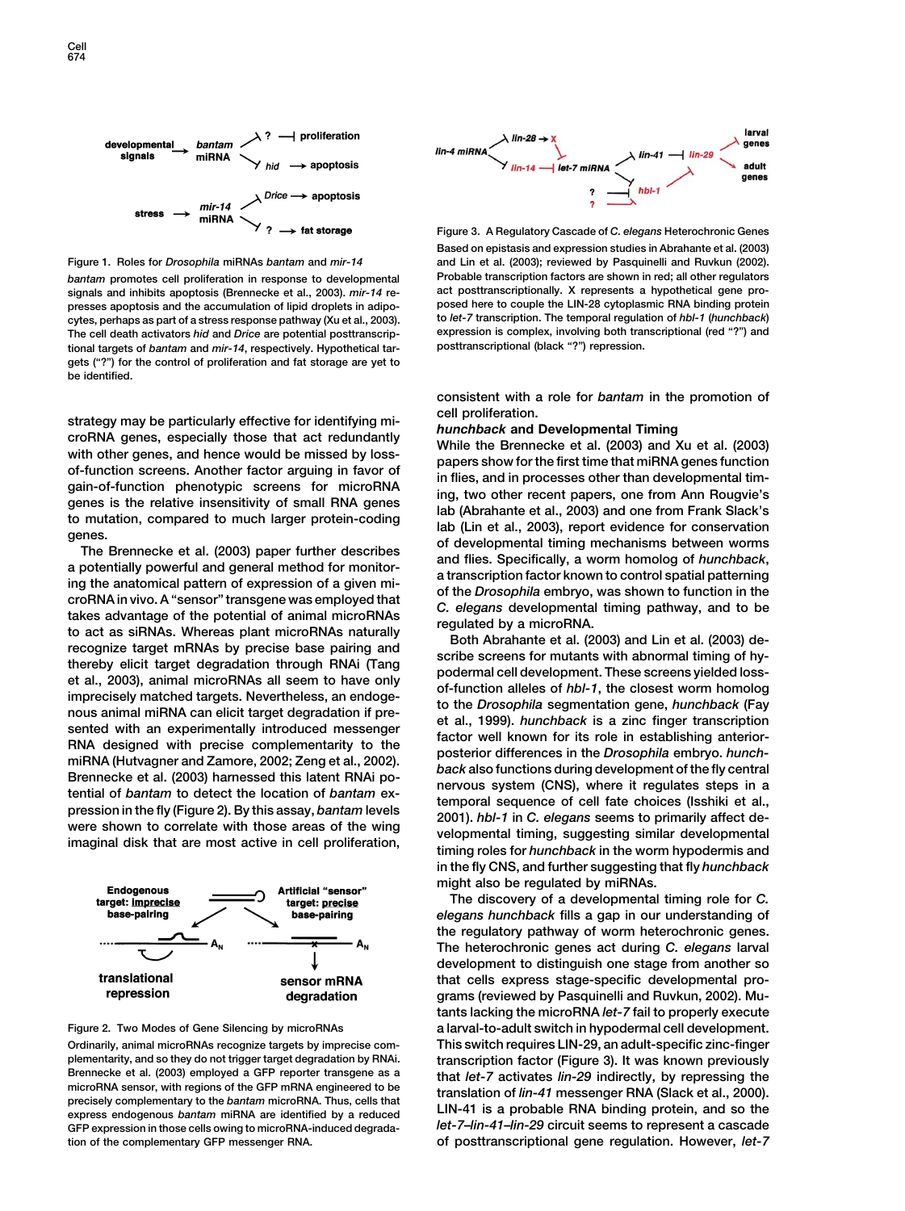Figure 1. Roles for *Drosophila* miRNAs *bantam* and *mir-14*

*bantam* promotes cell proliferation in response to developmental signals and inhibits apoptosis (Brennecke et al., 2003). *mir-14* represses apoptosis and the accumulation of lipid droplets in adipocytes, perhaps as part of a stress response pathway (Xu et al., 2003). The cell death activators *hid* and *Drice* are potential posttranscriptional targets of *bantam* and *mir-14*, respectively. Hypothetical targets ("?") for the control of proliferation and fat storage are yet to be identified.

Figure 3. A Regulatory Cascade of *C. elegans* Heterochronic Genes

Based on epistasis and expression studies in Abrahante et al. (2003) and Lin et al. (2003); reviewed by Pasquinelli and Ruvkun (2002). Probable transcription factors are shown in red; all other regulators act posttranscriptionally. X represents a hypothetical gene proposed here to couple the LIN-28 cytoplasmic RNA binding protein to *let-7* transcription. The temporal regulation of *hbl-1* (*hunchback*) expression is complex, involving both transcriptional (red "?") and posttranscriptional (black "?") repression.

strategy may be particularly effective for identifying microRNA genes, especially those that act redundantly with other genes, and hence would be missed by loss-of-function screens. Another factor arguing in favor of gain-of-function phenotypic screens for microRNA genes is the relative insensitivity of small RNA genes to mutation, compared to much larger protein-coding genes.

The Brennecke et al. (2003) paper further describes a potentially powerful and general method for monitoring the anatomical pattern of expression of a given microRNA in vivo. A "sensor" transgene was employed that takes advantage of the potential of animal microRNAs to act as siRNAs. Whereas plant microRNAs naturally recognize target mRNAs by precise base pairing and thereby elicit target degradation through RNAi (Tang et al., 2003), animal microRNAs all seem to have only imprecisely matched targets. Nevertheless, an endogenous animal miRNA can elicit target degradation if presented with an experimentally introduced messenger RNA designed with precise complementarity to the miRNA (Hutvagner and Zamore, 2002; Zeng et al., 2002). Brennecke et al. (2003) harnessed this latent RNAi potential of *bantam* to detect the location of *bantam* expression in the fly (Figure 2). By this assay, *bantam* levels were shown to correlate with those areas of the wing imaginal disk that are most active in cell proliferation,

Figure 2. Two Modes of Gene Silencing by microRNAs

Ordinarily, animal microRNAs recognize targets by imprecise complementarity, and so they do not trigger target degradation by RNAi. Brennecke et al. (2003) employed a GFP reporter transgene as a microRNA sensor, with regions of the GFP mRNA engineered to be precisely complementary to the *bantam* microRNA. Thus, cells that express endogenous *bantam* miRNA are identified by a reduced GFP expression in those cells owing to microRNA-induced degradation of the complementary GFP messenger RNA.

consistent with a role for *bantam* in the promotion of cell proliferation.

### *hunchback* and Developmental Timing

While the Brennecke et al. (2003) and Xu et al. (2003) papers show for the first time that miRNA genes function in flies, and in processes other than developmental timing, two other recent papers, one from Ann Rougvie's lab (Abrahante et al., 2003) and one from Frank Slack's lab (Lin et al., 2003), report evidence for conservation of developmental timing mechanisms between worms and flies. Specifically, a worm homolog of *hunchback*, a transcription factor known to control spatial patterning of the *Drosophila* embryo, was shown to function in the *C. elegans* developmental timing pathway, and to be regulated by a microRNA.

Both Abrahante et al. (2003) and Lin et al. (2003) describe screens for mutants with abnormal timing of hypodermal cell development. These screens yielded loss-of-function alleles of *hbl-1*, the closest worm homolog to the *Drosophila* segmentation gene, *hunchback* (Fay et al., 1999). *hunchback* is a zinc finger transcription factor well known for its role in establishing anterior-posterior differences in the *Drosophila* embryo. *hunchback* also functions during development of the fly central nervous system (CNS), where it regulates steps in a temporal sequence of cell fate choices (Isshiki et al., 2001). *hbl-1* in *C. elegans* seems to primarily affect developmental timing, suggesting similar developmental timing roles for *hunchback* in the worm hypodermis and in the fly CNS, and further suggesting that fly *hunchback* might also be regulated by miRNAs.

The discovery of a developmental timing role for *C. elegans hunchback* fills a gap in our understanding of the regulatory pathway of worm heterochronic genes. The heterochronic genes act during *C. elegans* larval development to distinguish one stage from another so that cells express stage-specific developmental programs (reviewed by Pasquinelli and Ruvkun, 2002). Mutants lacking the microRNA *let-7* fail to properly execute a larval-to-adult switch in hypodermal cell development. This switch requires LIN-29, an adult-specific zinc-finger transcription factor (Figure 3). It was known previously that *let-7* activates *lin-29* indirectly, by repressing the translation of *lin-41* messenger RNA (Slack et al., 2000). LIN-41 is a probable RNA binding protein, and so the *let-7*–*lin-41*–*lin-29* circuit seems to represent a cascade of posttranscriptional gene regulation. However, *let-7*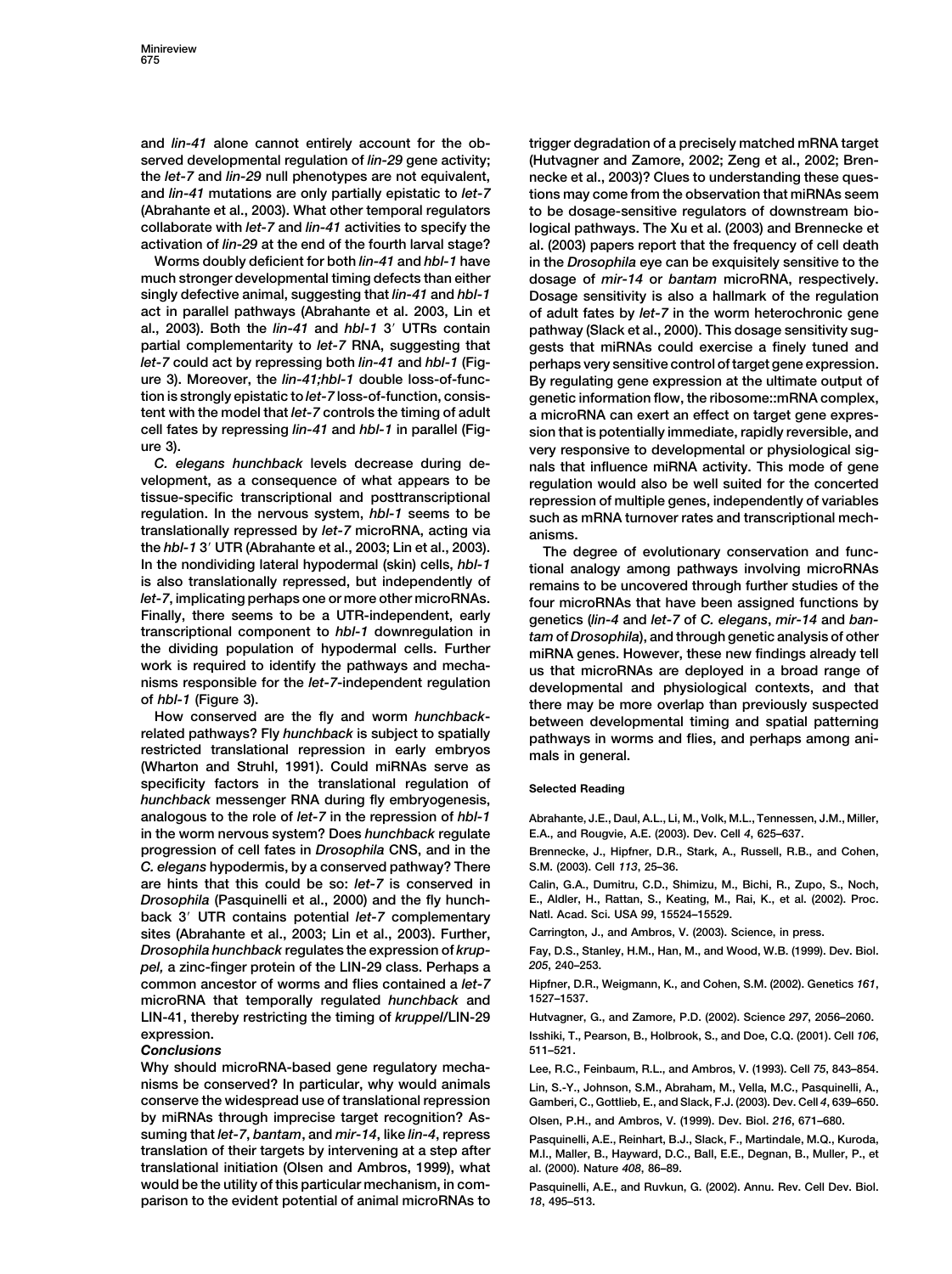and *lin-41* alone cannot entirely account for the observed developmental regulation of *lin-29* gene activity; the *let-7* and *lin-29* null phenotypes are not equivalent, and *lin-41* mutations are only partially epistatic to *let-7* (Abrahante et al., 2003). What other temporal regulators collaborate with *let-7* and *lin-41* activities to specify the activation of *lin-29* at the end of the fourth larval stage?

Worms doubly deficient for both *lin-41* and *hbl-1* have much stronger developmental timing defects than either singly defective animal, suggesting that *lin-41* and *hbl-1* act in parallel pathways (Abrahante et al. 2003, Lin et al., 2003). Both the *lin-41* and *hbl-1* 3′ UTRs contain partial complementarity to *let-7* RNA, suggesting that *let-7* could act by repressing both *lin-41* and *hbl-1* (Figure 3). Moreover, the *lin-41;hbl-1* double loss-of-function is strongly epistatic to *let-7* loss-of-function, consistent with the model that *let-7* controls the timing of adult cell fates by repressing *lin-41* and *hbl-1* in parallel (Figure 3).

*C. elegans hunchback* levels decrease during development, as a consequence of what appears to be tissue-specific transcriptional and posttranscriptional regulation. In the nervous system, *hbl-1* seems to be translationally repressed by *let-7* microRNA, acting via the *hbl-1* 3′ UTR (Abrahante et al., 2003; Lin et al., 2003). In the nondividing lateral hypodermal (skin) cells, *hbl-1* is also translationally repressed, but independently of *let-7*, implicating perhaps one or more other microRNAs. Finally, there seems to be a UTR-independent, early transcriptional component to *hbl-1* downregulation in the dividing population of hypodermal cells. Further work is required to identify the pathways and mechanisms responsible for the *let-7*-independent regulation of *hbl-1* (Figure 3).

How conserved are the fly and worm *hunchback*-related pathways? Fly *hunchback* is subject to spatially restricted translational repression in early embryos (Wharton and Struhl, 1991). Could miRNAs serve as specificity factors in the translational regulation of *hunchback* messenger RNA during fly embryogenesis, analogous to the role of *let-7* in the repression of *hbl-1* in the worm nervous system? Does *hunchback* regulate progression of cell fates in *Drosophila* CNS, and in the *C. elegans* hypodermis, by a conserved pathway? There are hints that this could be so: *let-7* is conserved in *Drosophila* (Pasquinelli et al., 2000) and the fly hunchback 3′ UTR contains potential *let-7* complementary sites (Abrahante et al., 2003; Lin et al., 2003). Further, *Drosophila hunchback* regulates the expression of *kruppel,* a zinc-finger protein of the LIN-29 class. Perhaps a common ancestor of worms and flies contained a *let-7* microRNA that temporally regulated *hunchback* and LIN-41, thereby restricting the timing of *kruppel*/LIN-29 expression.

## Conclusions

Why should microRNA-based gene regulatory mechanisms be conserved? In particular, why would animals conserve the widespread use of translational repression by miRNAs through imprecise target recognition? Assuming that *let-7*, *bantam*, and *mir-14*, like *lin-4*, repress translation of their targets by intervening at a step after translational initiation (Olsen and Ambros, 1999), what would be the utility of this particular mechanism, in comparison to the evident potential of animal microRNAs to trigger degradation of a precisely matched mRNA target (Hutvagner and Zamore, 2002; Zeng et al., 2002; Brennecke et al., 2003)? Clues to understanding these questions may come from the observation that miRNAs seem to be dosage-sensitive regulators of downstream biological pathways. The Xu et al. (2003) and Brennecke et al. (2003) papers report that the frequency of cell death in the *Drosophila* eye can be exquisitely sensitive to the dosage of *mir-14* or *bantam* microRNA, respectively. Dosage sensitivity is also a hallmark of the regulation of adult fates by *let-7* in the worm heterochronic gene pathway (Slack et al., 2000). This dosage sensitivity suggests that miRNAs could exercise a finely tuned and perhaps very sensitive control of target gene expression. By regulating gene expression at the ultimate output of genetic information flow, the ribosome::mRNA complex, a microRNA can exert an effect on target gene expression that is potentially immediate, rapidly reversible, and very responsive to developmental or physiological signals that influence miRNA activity. This mode of gene regulation would also be well suited for the concerted repression of multiple genes, independently of variables such as mRNA turnover rates and transcriptional mechanisms.

The degree of evolutionary conservation and functional analogy among pathways involving microRNAs remains to be uncovered through further studies of the four microRNAs that have been assigned functions by genetics (*lin-4* and *let-7* of *C. elegans*, *mir-14* and *bantam* of *Drosophila*), and through genetic analysis of other miRNA genes. However, these new findings already tell us that microRNAs are deployed in a broad range of developmental and physiological contexts, and that there may be more overlap than previously suspected between developmental timing and spatial patterning pathways in worms and flies, and perhaps among animals in general.

### Selected Reading

Abrahante, J.E., Daul, A.L., Li, M., Volk, M.L., Tennessen, J.M., Miller, E.A., and Rougvie, A.E. (2003). Dev. Cell *4*, 625–637.

Brennecke, J., Hipfner, D.R., Stark, A., Russell, R.B., and Cohen, S.M. (2003). Cell *113*, 25–36.

Calin, G.A., Dumitru, C.D., Shimizu, M., Bichi, R., Zupo, S., Noch, E., Aldler, H., Rattan, S., Keating, M., Rai, K., et al. (2002). Proc. Natl. Acad. Sci. USA *99*, 15524–15529.

Carrington, J., and Ambros, V. (2003). Science, in press.

Fay, D.S., Stanley, H.M., Han, M., and Wood, W.B. (1999). Dev. Biol. *205*, 240–253.

Hipfner, D.R., Weigmann, K., and Cohen, S.M. (2002). Genetics *161*, 1527–1537.

Hutvagner, G., and Zamore, P.D. (2002). Science *297*, 2056–2060.

Isshiki, T., Pearson, B., Holbrook, S., and Doe, C.Q. (2001). Cell *106*, 511–521.

Lee, R.C., Feinbaum, R.L., and Ambros, V. (1993). Cell *75*, 843–854.

Lin, S.-Y., Johnson, S.M., Abraham, M., Vella, M.C., Pasquinelli, A., Gamberi, C., Gottlieb, E., and Slack, F.J. (2003). Dev. Cell *4*, 639–650.

Olsen, P.H., and Ambros, V. (1999). Dev. Biol. *216*, 671–680.

Pasquinelli, A.E., Reinhart, B.J., Slack, F., Martindale, M.Q., Kuroda, M.I., Maller, B., Hayward, D.C., Ball, E.E., Degnan, B., Muller, P., et al. (2000). Nature *408*, 86–89.

Pasquinelli, A.E., and Ruvkun, G. (2002). Annu. Rev. Cell Dev. Biol. *18*, 495–513.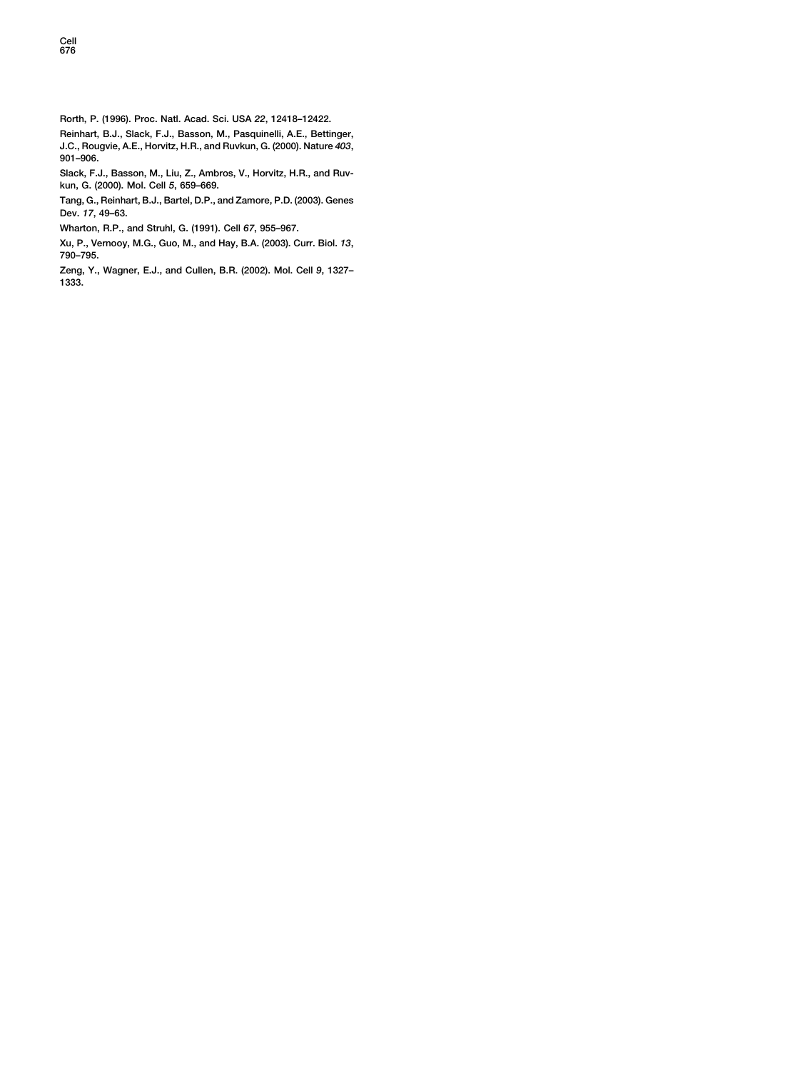Rorth, P. (1996). Proc. Natl. Acad. Sci. USA *22*, 12418–12422.

Reinhart, B.J., Slack, F.J., Basson, M., Pasquinelli, A.E., Bettinger, J.C., Rougvie, A.E., Horvitz, H.R., and Ruvkun, G. (2000). Nature *403*, 901–906.

Slack, F.J., Basson, M., Liu, Z., Ambros, V., Horvitz, H.R., and Ruvkun, G. (2000). Mol. Cell *5*, 659–669.

Tang, G., Reinhart, B.J., Bartel, D.P., and Zamore, P.D. (2003). Genes Dev. *17*, 49–63.

Wharton, R.P., and Struhl, G. (1991). Cell *67*, 955–967.

Xu, P., Vernooy, M.G., Guo, M., and Hay, B.A. (2003). Curr. Biol. *13*, 790–795.

Zeng, Y., Wagner, E.J., and Cullen, B.R. (2002). Mol. Cell *9*, 1327–1333.